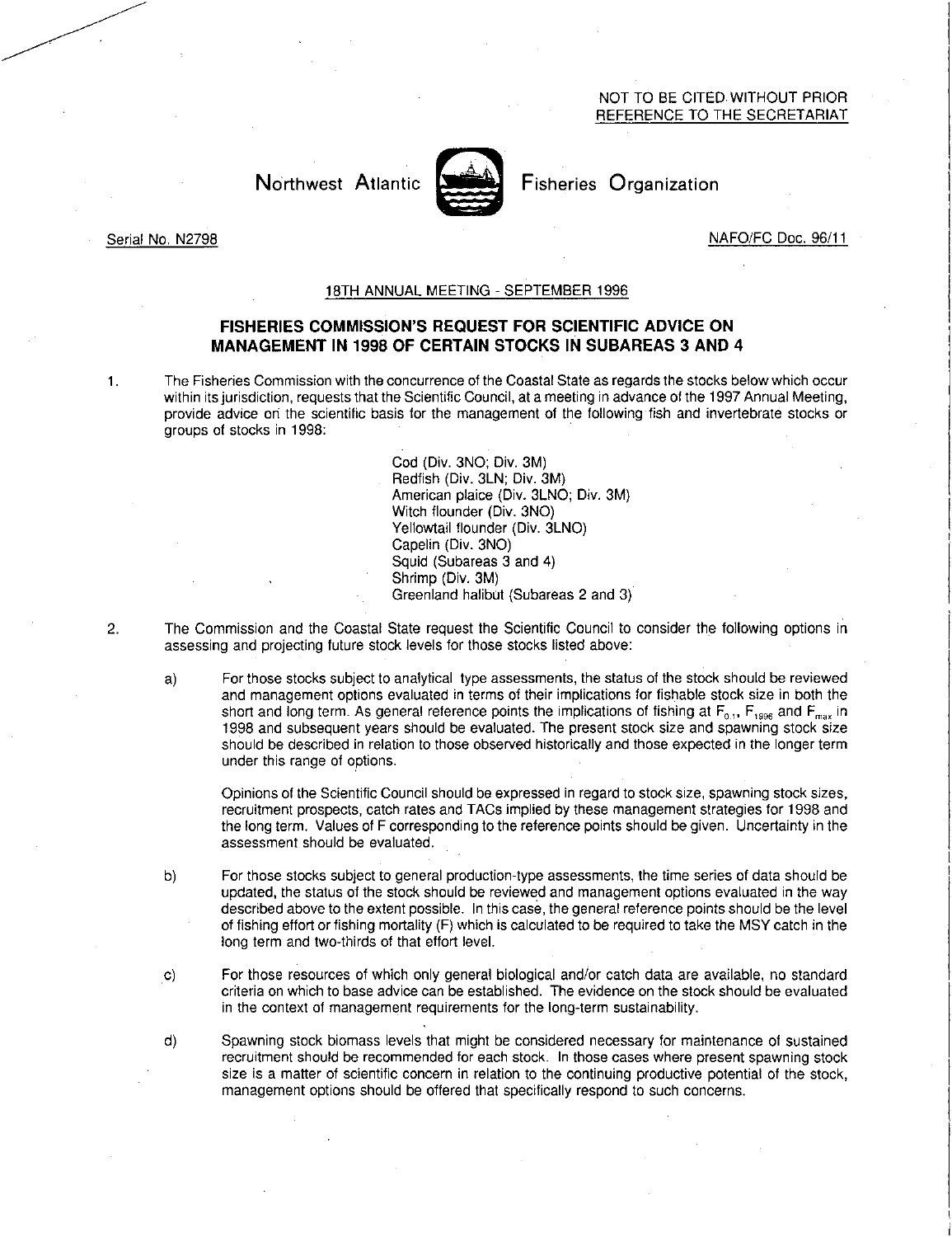NOT TO BE CITED WITHOUT PRIOR REFERENCE TO THE SECRETARIAT

Northwest Atlantic Fisheries Organization

Serial No. N2798

NAFO/FC Doc. 96/11

18TH ANNUAL MEETING - SEPTEMBER 1996

## FISHERIES COMMISSION'S REQUEST FOR SCIENTIFIC ADVICE ON MANAGEMENT IN 1998 OF CERTAIN STOCKS IN SUBAREAS 3 AND 4

1. The Fisheries Commission with the concurrence of the Coastal State as regards the stocks below which occur within its jurisdiction, requests that the Scientific Council, at a meeting in advance of the 1997 Annual Meeting, provide advice on the scientific basis for the management of the following fish and invertebrate stocks or groups of stocks in 1998:

   Cod (Div. 3NO; Div. 3M)
   Redfish (Div. 3LN; Div. 3M)
   American plaice (Div. 3LNO; Div. 3M)
   Witch flounder (Div. 3NO)
   Yellowtail flounder (Div. 3LNO)
   Capelin (Div. 3NO)
   Squid (Subareas 3 and 4)
   Shrimp (Div. 3M)
   Greenland halibut (Subareas 2 and 3)

2. The Commission and the Coastal State request the Scientific Council to consider the following options in assessing and projecting future stock levels for those stocks listed above:

   a) For those stocks subject to analytical type assessments, the status of the stock should be reviewed and management options evaluated in terms of their implications for fishable stock size in both the short and long term. As general reference points the implications of fishing at $F_{0.1}$, $F_{1996}$ and $F_{max}$ in 1998 and subsequent years should be evaluated. The present stock size and spawning stock size should be described in relation to those observed historically and those expected in the longer term under this range of options.

      Opinions of the Scientific Council should be expressed in regard to stock size, spawning stock sizes, recruitment prospects, catch rates and TACs implied by these management strategies for 1998 and the long term. Values of F corresponding to the reference points should be given. Uncertainty in the assessment should be evaluated.

   b) For those stocks subject to general production-type assessments, the time series of data should be updated, the status of the stock should be reviewed and management options evaluated in the way described above to the extent possible. In this case, the general reference points should be the level of fishing effort or fishing mortality (F) which is calculated to be required to take the MSY catch in the long term and two-thirds of that effort level.

   c) For those resources of which only general biological and/or catch data are available, no standard criteria on which to base advice can be established. The evidence on the stock should be evaluated in the context of management requirements for the long-term sustainability.

   d) Spawning stock biomass levels that might be considered necessary for maintenance of sustained recruitment should be recommended for each stock. In those cases where present spawning stock size is a matter of scientific concern in relation to the continuing productive potential of the stock, management options should be offered that specifically respond to such concerns.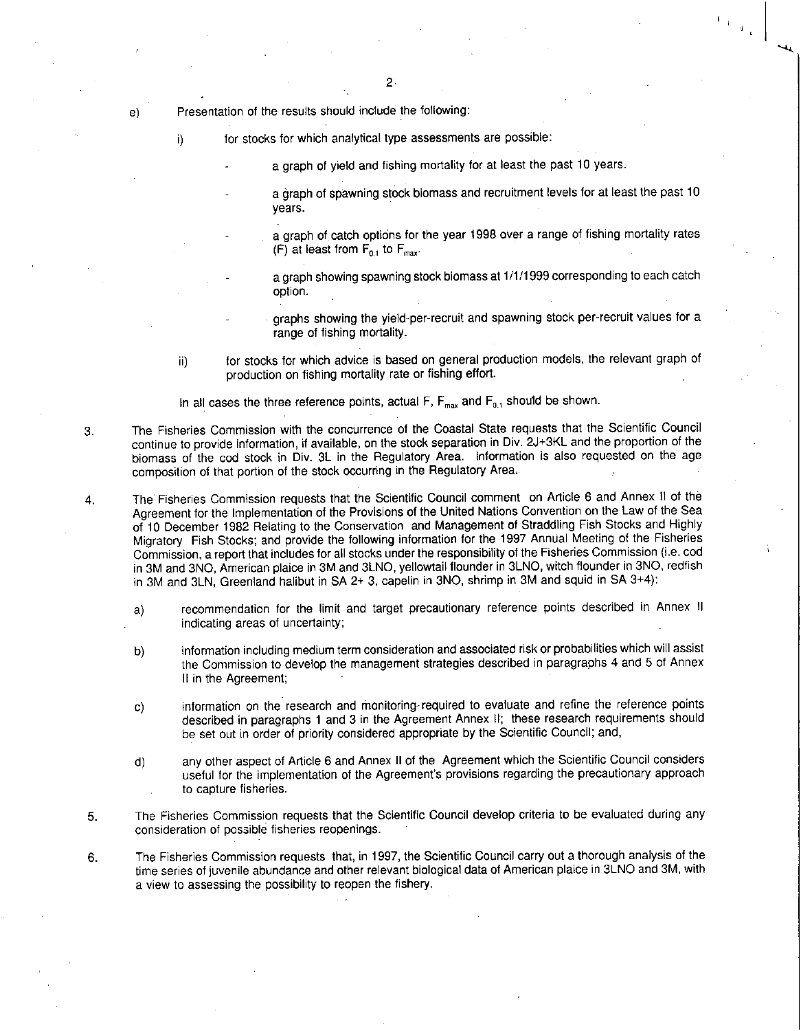e) Presentation of the results should include the following:

   i) for stocks for which analytical type assessments are possible:

      - a graph of yield and fishing mortality for at least the past 10 years.

      - a graph of spawning stock biomass and recruitment levels for at least the past 10 years.

      - a graph of catch options for the year 1998 over a range of fishing mortality rates (F) at least from $F_{0.1}$ to $F_{max}$.

      - a graph showing spawning stock biomass at 1/1/1999 corresponding to each catch option.

      - graphs showing the yield-per-recruit and spawning stock per-recruit values for a range of fishing mortality.

   ii) for stocks for which advice is based on general production models, the relevant graph of production on fishing mortality rate or fishing effort.

   In all cases the three reference points, actual F, $F_{max}$ and $F_{0.1}$ should be shown.

3. The Fisheries Commission with the concurrence of the Coastal State requests that the Scientific Council continue to provide information, if available, on the stock separation in Div. 2J+3KL and the proportion of the biomass of the cod stock in Div. 3L in the Regulatory Area. Information is also requested on the age composition of that portion of the stock occurring in the Regulatory Area.

4. The Fisheries Commission requests that the Scientific Council comment on Article 6 and Annex II of the Agreement for the Implementation of the Provisions of the United Nations Convention on the Law of the Sea of 10 December 1982 Relating to the Conservation and Management of Straddling Fish Stocks and Highly Migratory Fish Stocks; and provide the following information for the 1997 Annual Meeting of the Fisheries Commission, a report that includes for all stocks under the responsibility of the Fisheries Commission (i.e. cod in 3M and 3NO, American plaice in 3M and 3LNO, yellowtail flounder in 3LNO, witch flounder in 3NO, redfish in 3M and 3LN, Greenland halibut in SA 2+ 3, capelin in 3NO, shrimp in 3M and squid in SA 3+4):

   a) recommendation for the limit and target precautionary reference points described in Annex II indicating areas of uncertainty;

   b) information including medium term consideration and associated risk or probabilities which will assist the Commission to develop the management strategies described in paragraphs 4 and 5 of Annex II in the Agreement;

   c) information on the research and monitoring required to evaluate and refine the reference points described in paragraphs 1 and 3 in the Agreement Annex II; these research requirements should be set out in order of priority considered appropriate by the Scientific Council; and,

   d) any other aspect of Article 6 and Annex II of the Agreement which the Scientific Council considers useful for the implementation of the Agreement's provisions regarding the precautionary approach to capture fisheries.

5. The Fisheries Commission requests that the Scientific Council develop criteria to be evaluated during any consideration of possible fisheries reopenings.

6. The Fisheries Commission requests that, in 1997, the Scientific Council carry out a thorough analysis of the time series of juvenile abundance and other relevant biological data of American plaice in 3LNO and 3M, with a view to assessing the possibility to reopen the fishery.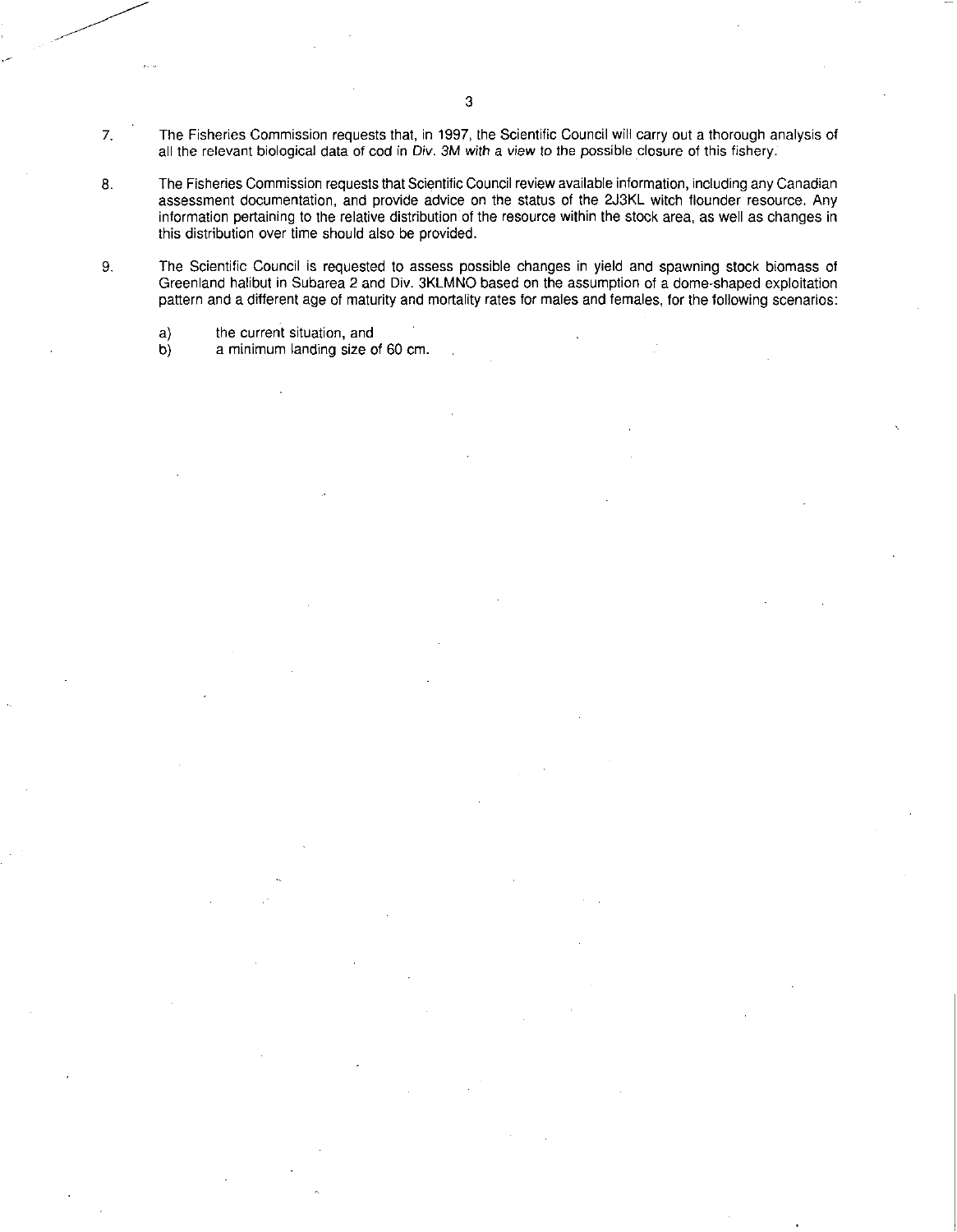7. The Fisheries Commission requests that, in 1997, the Scientific Council will carry out a thorough analysis of all the relevant biological data of cod in *Div. 3M with a view* to the possible closure of this fishery.

8. The Fisheries Commission requests that Scientific Council review available information, including any Canadian assessment documentation, and provide advice on the status of the 2J3KL witch flounder resource. Any information pertaining to the relative distribution of the resource within the stock area, as well as changes in this distribution over time should also be provided.

9. The Scientific Council is requested to assess possible changes in yield and spawning stock biomass of Greenland halibut in Subarea 2 and Div. 3KLMNO based on the assumption of a dome-shaped exploitation pattern and a different age of maturity and mortality rates for males and females, for the following scenarios:

   a) the current situation, and
   b) a minimum landing size of 60 cm.